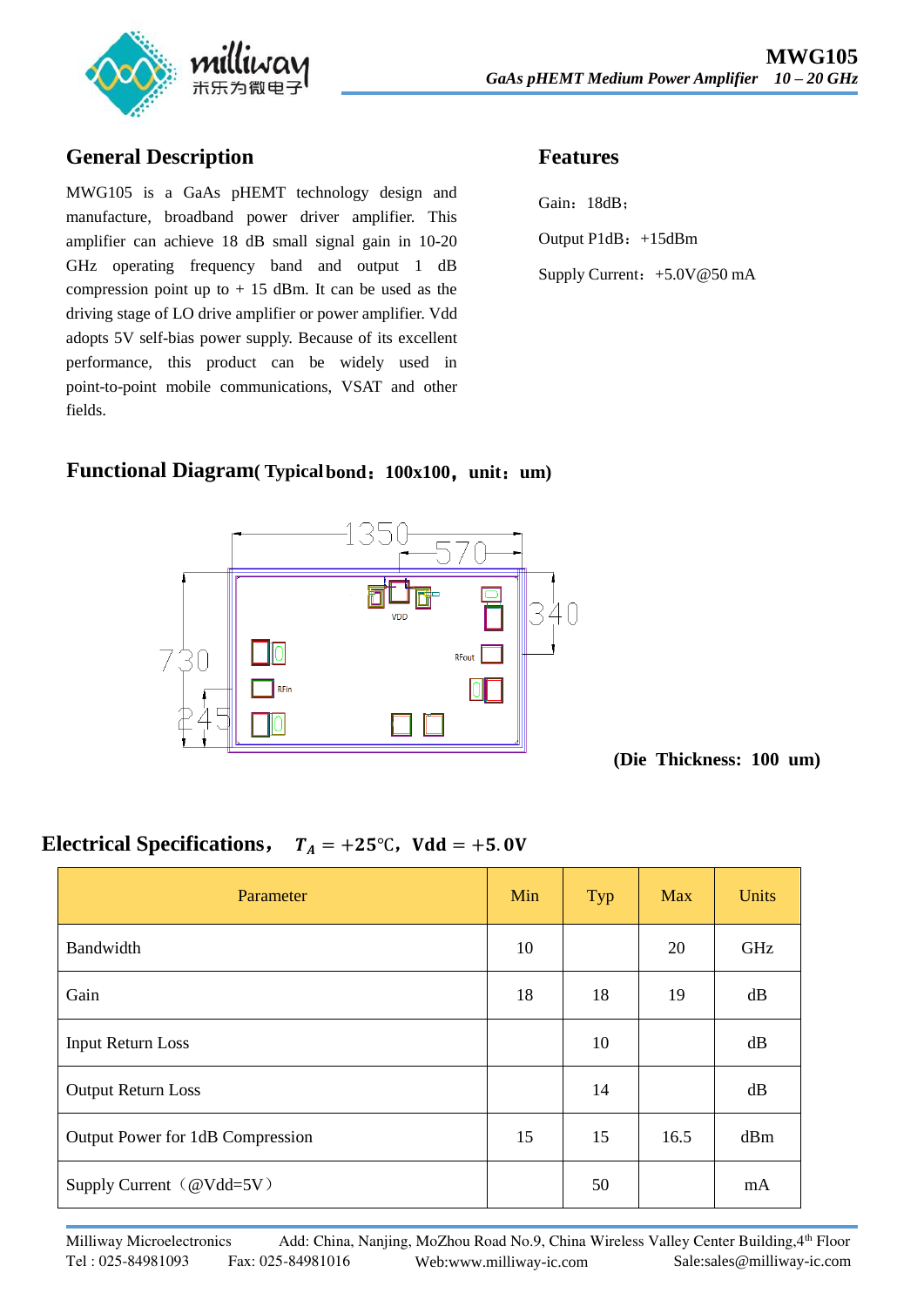## General Description

MWG105 is a GaAs pHEMT technology design and manufacture, broadband power driver amplifier. This amplifier can achieve 18 dB small signal gain in 10-20 GHz operating frequency band and output 1 dB compression point up to + 15 dBm. It can be used as the driving stage of LO drive amplifier or power amplifier. Vdd adopts 5V self-bias power supply. Because of its excellent performance, this product can be widely used in point-to-point mobile communications, VSAT and other fields.

## Features

Gain：18dB；

Output P1dB：+15dBm

Supply Current：+5.0V@50 mA

## Functional Diagram( Typical bond：100x100，unit：um)

**(Die Thickness: 100 um)**

## Electrical Specifications， $T_A = +25℃$，Vdd = +5.0V

| Parameter | Min | Typ | Max | Units |
|---|---|---|---|---|
| Bandwidth | 10 | | 20 | GHz |
| Gain | 18 | 18 | 19 | dB |
| Input Return Loss | | 10 | | dB |
| Output Return Loss | | 14 | | dB |
| Output Power for 1dB Compression | 15 | 15 | 16.5 | dBm |
| Supply Current（@Vdd=5V） | | 50 | | mA |

Milliway Microelectronics Add: China, Nanjing, MoZhou Road No.9, China Wireless Valley Center Building,4th Floor
Tel : 025-84981093 Fax: 025-84981016 Web:www.milliway-ic.com Sale:sales@milliway-ic.com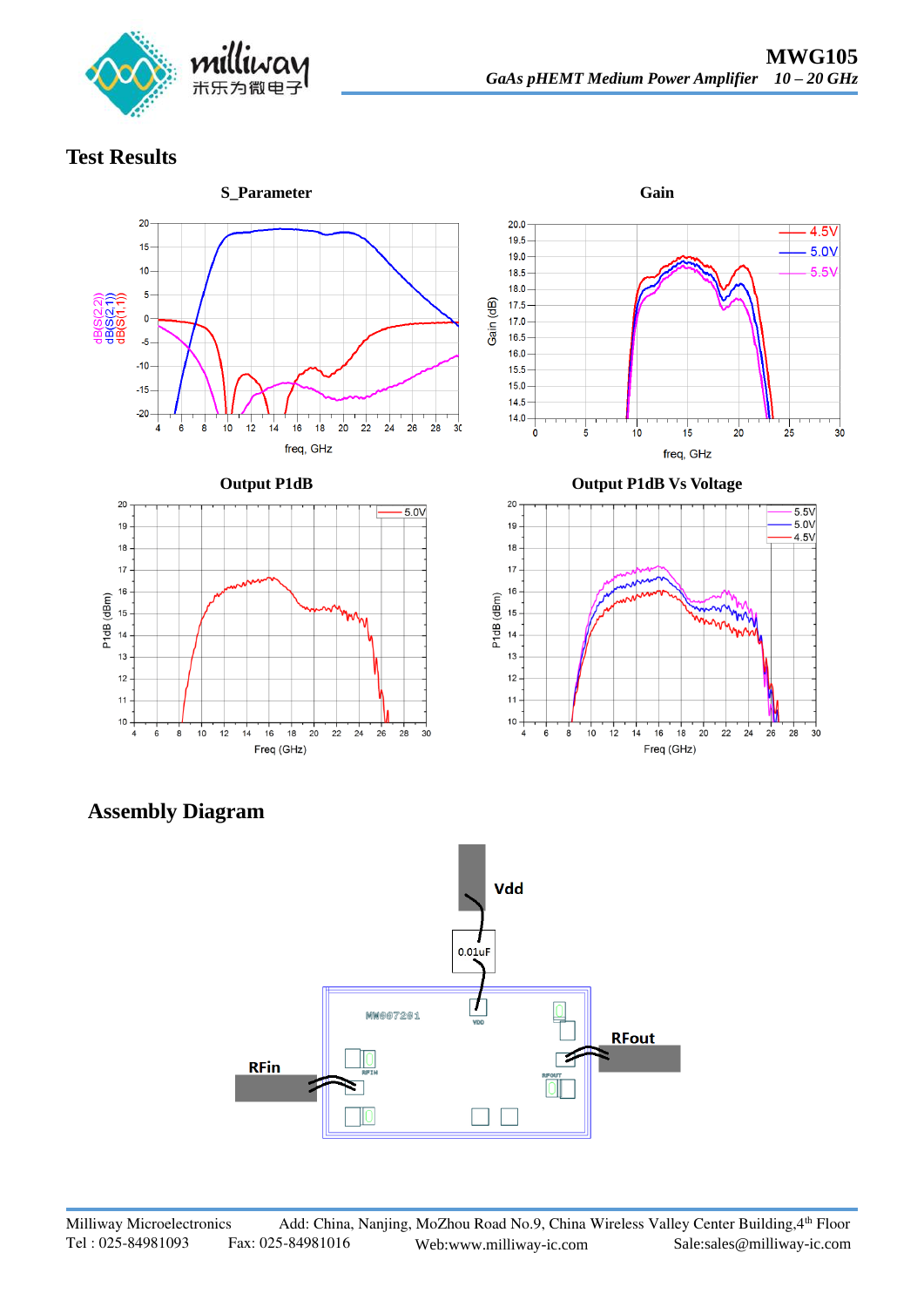## Test Results

S_Parameter

dB(S(2,2))
dB(S(2,1))
dB(S(1,1))

20
15
10
5
0
-5
-10
-15
-20

4 6 8 10 12 14 16 18 20 22 24 26 28 30

freq, GHz

Gain

Gain (dB)

20.0
19.5
19.0
18.5
18.0
17.5
17.0
16.5
16.0
15.5
15.0
14.5
14.0

0 5 10 15 20 25 30

freq, GHz

4.5V
5.0V
5.5V

Output P1dB

P1dB (dBm)

20
19
18
17
16
15
14
13
12
11
10

4 6 8 10 12 14 16 18 20 22 24 26 28 30

Freq (GHz)

5.0V

Output P1dB Vs Voltage

P1dB (dBm)

20
19
18
17
16
15
14
13
12
11
10

4 6 8 10 12 14 16 18 20 22 24 26 28 30

Freq (GHz)

5.5V
5.0V
4.5V

## Assembly Diagram

Vdd

0.01uF

MW007201

VDD

RFin

RFIN

RFout

RFOUT

Milliway Microelectronics Add: China, Nanjing, MoZhou Road No.9, China Wireless Valley Center Building,4th Floor
Tel : 025-84981093 Fax: 025-84981016 Web:www.milliway-ic.com Sale:sales@milliway-ic.com